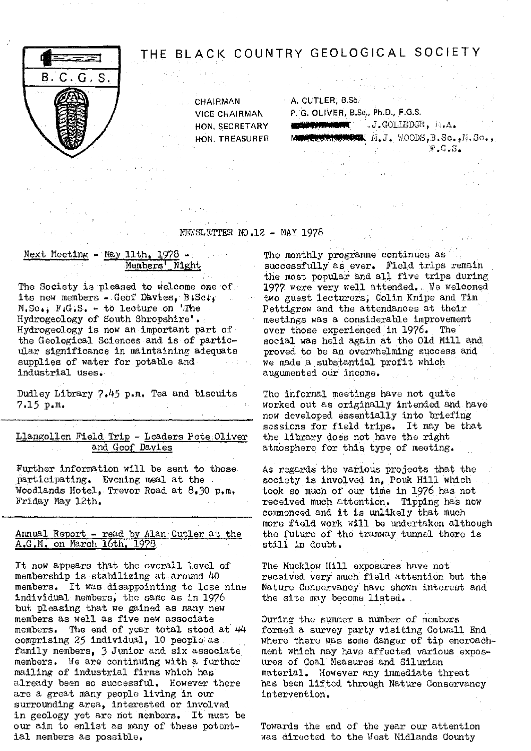# THE BLACK COUNTRY GEOLOGICAL SOCIETY

B.C.G.S.

CHAIRMAN A. CUTLER, B.Sc.
VICE CHAIRMAN P. G. OLIVER, B.Sc., Ph.D., F.G.S.
HON. SECRETARY J.GOLLEDGE, M.A.
HON. TREASURER M.J. WOODS,B.Sc.,M.Sc., F.G.S.

NEWSLETTER NO.12 - MAY 1978

## Next Meeting - May 11th, 1978 - Members' Night

The Society is pleased to welcome one of its new members - Geof Davies, B.Sc., M.Sc., F.G.S. - to lecture on 'The Hydrogeology of South Shropshire'. Hydrogeology is now an important part of the Geological Sciences and is of particular significance in maintaining adequate supplies of water for potable and industrial uses.

Dudley Library 7.45 p.m. Tea and biscuits 7.15 p.m.

---

## Llangollen Field Trip - Leaders Pete Oliver and Geof Davies

Further information will be sent to those participating. Evening meal at the Woodlands Hotel, Trevor Road at 8.30 p.m. Friday May 12th.

---

## Annual Report - read by Alan Cutler at the A.G.M. on March 16th, 1978

It now appears that the overall level of membership is stabilizing at around 40 members. It was disappointing to lose nine individual members, the same as in 1976 but pleasing that we gained as many new members as well as five new associate members. The end of year total stood at 44 comprising 25 individual, 10 people as family members, 3 Junior and six associate members. We are continuing with a further mailing of industrial firms which has already been so successful. However there are a great many people living in our surrounding area, interested or involved in geology yet are not members. It must be our aim to enlist as many of these potential members as possible.

The monthly programme continues as successfully as ever. Field trips remain the most popular and all five trips during 1977 were very well attended. We welcomed two guest lecturers, Colin Knipe and Tim Pettigrew and the attendances at their meetings was a considerable improvement over those experienced in 1976. The social was held again at the Old Mill and proved to be an overwhelming success and we made a substantial profit which augumented our income.

The informal meetings have not quite worked out as originally intended and have now developed essentially into briefing sessions for field trips. It may be that the library does not have the right atmosphere for this type of meeting.

As regards the various projects that the society is involved in, Pouk Hill which took so much of our time in 1976 has not received much attention. Tipping has now commenced and it is unlikely that much more field work will be undertaken although the future of the tramway tunnel there is still in doubt.

The Mucklow Hill exposures have not received very much field attention but the Nature Conservancy have shown interest and the site may become listed.

During the summer a number of members formed a survey party visiting Cotwall End where there was some danger of tip encroachment which may have affected various exposures of Coal Measures and Silurian material. However any immediate threat has been lifted through Nature Conservancy intervention.

Towards the end of the year our attention was directed to the West Midlands County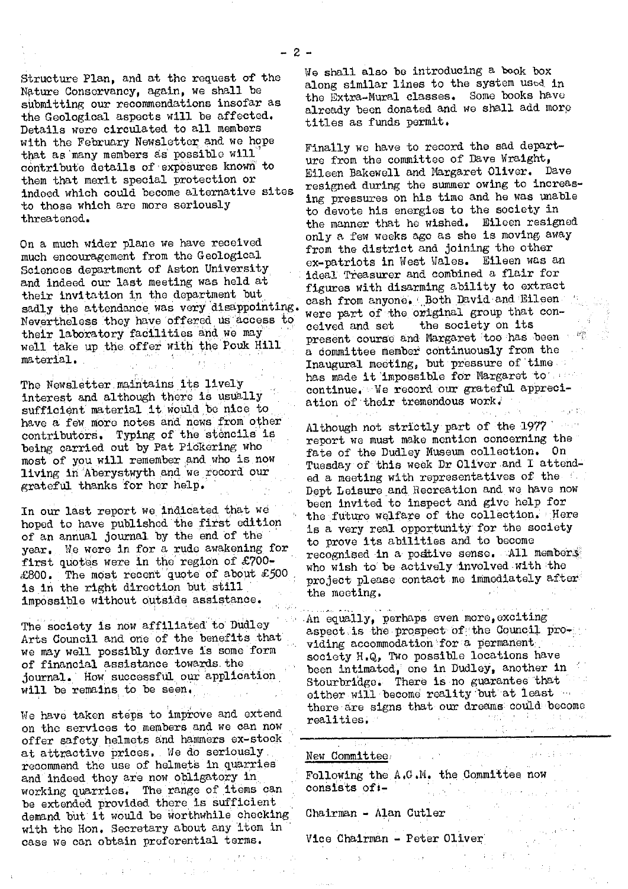Structure Plan, and at the request of the Nature Conservancy, again, we shall be submitting our recommendations insofar as the Geological aspects will be affected. Details were circulated to all members with the February Newsletter and we hope that as many members as possible will contribute details of exposures known to them that merit special protection or indeed which could become alternative sites to those which are more seriously threatened.

On a much wider plane we have received much encouragement from the Geological Sciences department of Aston University and indeed our last meeting was held at their invitation in the department but sadly the attendance was very disappointing. Nevertheless they have offered us access to their laboratory facilities and we may well take up the offer with the Pouk Hill material.

The Newsletter maintains its lively interest and although there is usually sufficient material it would be nice to have a few more notes and news from other contributors. Typing of the stencils is being carried out by Pat Pickering who most of you will remember and who is now living in Aberystwyth and we record our grateful thanks for her help.

In our last report we indicated that we hoped to have published the first edition of an annual journal by the end of the year. We were in for a rude awakening for first quotes were in the region of £700-£800. The most recent quote of about £500 is in the right direction but still impossible without outside assistance.

The society is now affiliated to Dudley Arts Council and one of the benefits that we may well possibly derive is some form of financial assistance towards the journal. How successful our application will be remains to be seen.

We have taken steps to improve and extend on the services to members and we can now offer safety helmets and hammers ex-stock at attractive prices. We do seriously recommend the use of helmets in quarries and indeed they are now obligatory in working quarries. The range of items can be extended provided there is sufficient demand but it would be worthwhile checking with the Hon. Secretary about any item in case we can obtain preferential terms.

We shall also be introducing a book box along similar lines to the system used in the Extra-Mural classes. Some books have already been donated and we shall add more titles as funds permit.

Finally we have to record the sad departure from the committee of Dave Wraight, Eileen Bakewell and Margaret Oliver. Dave resigned during the summer owing to increasing pressures on his time and he was unable to devote his energies to the society in the manner that he wished. Eileen resigned only a few weeks ago as she is moving away from the district and joining the other ex-patriots in West Wales. Eileen was an ideal Treasurer and combined a flair for figures with disarming ability to extract cash from anyone. Both David and Eileen were part of the original group that conceived and set the society on its present course and Margaret too has been a committee member continuously from the Inaugural meeting, but pressure of time has made it impossible for Margaret to continue. We record our grateful appreciation of their tremendous work.

Although not strictly part of the 1977 report we must make mention concerning the fate of the Dudley Museum collection. On Tuesday of this week Dr Oliver and I attended a meeting with representatives of the Dept Leisure and Recreation and we have now been invited to inspect and give help for the future welfare of the collection. Here is a very real opportunity for the society to prove its abilities and to become recognised in a positive sense. All members who wish to be actively involved with the project please contact me immediately after the meeting.

An equally, perhaps even more, exciting aspect is the prospect of the Council providing accommodation for a permanent society H.Q. Two possible locations have been intimated, one in Dudley, another in Stourbridge. There is no guarantee that either will become reality but at least there are signs that our dreams could become realities.

---

New Committee

Following the A.G.M. the Committee now consists of:-

Chairman - Alan Cutler

Vice Chairman - Peter Oliver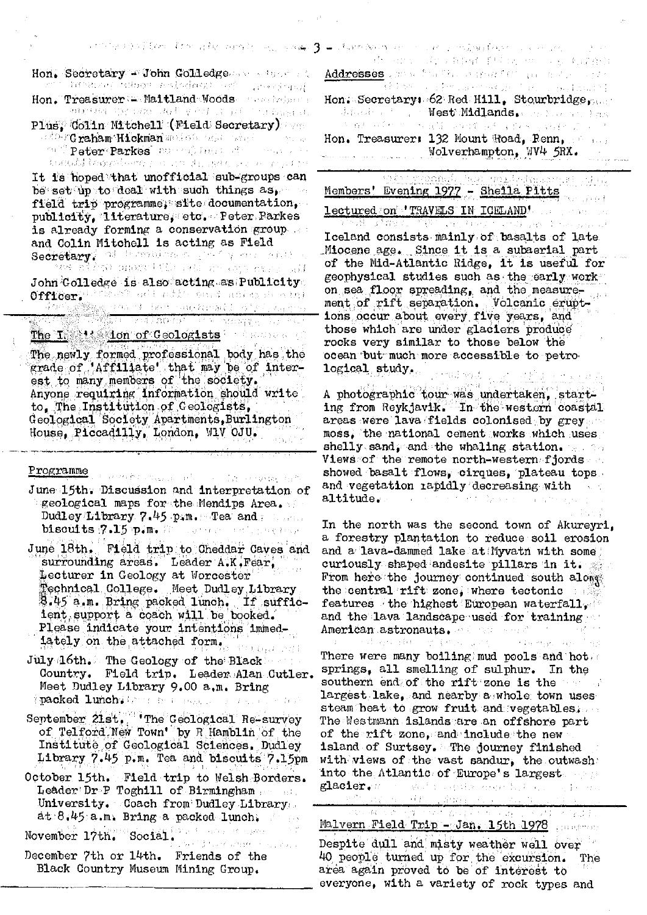Hon. Secretary - John Golledge

Hon. Treasurer - Maitland Woods

Plus, Colin Mitchell (Field Secretary)
Graham Hickman
Peter Parkes

It is hoped that unofficial sub-groups can be set up to deal with such things as, field trip programme, site documentation, publicity, literature, etc. Peter Parkes is already forming a conservation group and Colin Mitchell is acting as Field Secretary.

John Golledge is also acting as Publicity Officer.

## The Institution of Geologists

The newly formed professional body has the grade of 'Affiliate' that may be of interest to many members of the society. Anyone requiring information should write to, The Institution of Geologists, Geological Society Apartments, Burlington House, Piccadilly, London, W1V 0JU.

## Programme

June 15th. Discussion and interpretation of geological maps for the Mendips Area. Dudley Library 7.45 p.m. Tea and biscuits 7.15 p.m.

June 18th. Field trip to Cheddar Caves and surrounding areas. Leader A.K.Fear, Lecturer in Geology at Worcester Technical College. Meet Dudley Library 8.45 a.m. Bring packed lunch. If sufficient support a coach will be booked. Please indicate your intentions immediately on the attached form.

July 16th. The Geology of the Black Country. Field trip. Leader Alan Cutler. Meet Dudley Library 9.00 a.m. Bring packed lunch.

September 21st. 'The Geological Re-survey of Telford New Town' by R Hamblin of the Institute of Geological Sciences. Dudley Library 7.45 p.m. Tea and biscuits 7.15pm

October 15th. Field trip to Welsh Borders. Leader Dr P Toghill of Birmingham University. Coach from Dudley Library at 8.45 a.m. Bring a packed lunch.

November 17th. Social.

December 7th or 14th. Friends of the Black Country Museum Mining Group.

## Addresses

Hon. Secretary: 62 Red Hill, Stourbridge, West Midlands.

Hon. Treasurer: 132 Mount Road, Penn, Wolverhampton, WV4 5RX.

## Members' Evening 1977 - Sheila Pitts lectured on 'TRAVELS IN ICELAND'

Iceland consists mainly of basalts of late Miocene age. Since it is a subaerial part of the Mid-Atlantic Ridge, it is useful for geophysical studies such as the early work on sea floor spreading, and the measurement of rift separation. Volcanic eruptions occur about every five years, and those which are under glaciers produce rocks very similar to those below the ocean but much more accessible to petrological study.

A photographic tour was undertaken, starting from Reykjavik. In the western coastal areas were lava fields colonised by grey moss, the national cement works which uses shelly sand, and the whaling station. Views of the remote north-western fjords showed basalt flows, cirques, plateau tops and vegetation rapidly decreasing with altitude.

In the north was the second town of Akureyri, a forestry plantation to reduce soil erosion and a lava-dammed lake at Myvatn with some curiously shaped andesite pillars in it. From here the journey continued south along the central rift zone, where tectonic features the highest European waterfall, and the lava landscape used for training American astronauts.

There were many boiling mud pools and hot springs, all smelling of sulphur. In the southern end of the rift zone is the largest lake, and nearby a whole town uses steam heat to grow fruit and vegetables. The Westmann islands are an offshore part of the rift zone, and include the new island of Surtsey. The journey finished with views of the vast sandur, the outwash into the Atlantic of Europe's largest glacier.

## Malvern Field Trip - Jan. 15th 1978

Despite dull and misty weather well over 40 people turned up for the excursion. The area again proved to be of interest to everyone, with a variety of rock types and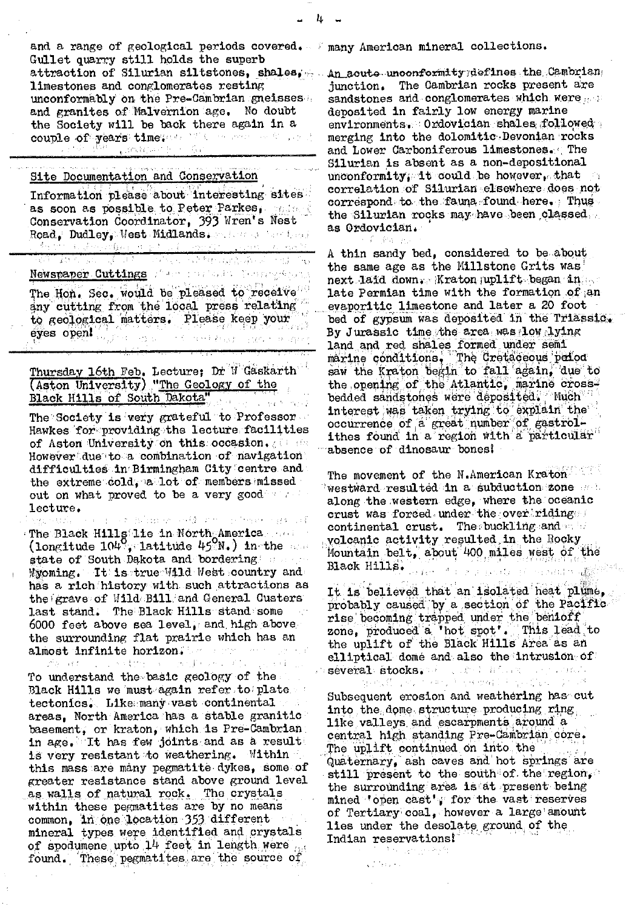and a range of geological periods covered. Gullet quarry still holds the superb attraction of Silurian siltstones, shales, limestones and conglomerates resting unconformably on the Pre-Cambrian gneisses and granites of Malvernion age. No doubt the Society will be back there again in a couple of years time.

## Site Documentation and Conservation

Information please about interesting sites as soon as possible to Peter Parkes, Conservation Coordinator, 393 Wren's Nest Road, Dudley, West Midlands.

## Newspaper Cuttings

The Hon. Sec. would be pleased to receive any cutting from the local press relating to geological matters. Please keep your eyes open!

## Thursday 16th Feb. Lecture; Dr W Gaskarth (Aston University) "The Geology of the Black Hills of South Dakota"

The Society is very grateful to Professor Hawkes for providing the lecture facilities of Aston University on this occasion. However due to a combination of navigation difficulties in Birmingham City centre and the extreme cold, a lot of members missed out on what proved to be a very good lecture.

The Black Hills lie in North America (longitude 104°, latitude 45°N.) in the state of South Dakota and bordering Wyoming. It is true Wild West country and has a rich history with such attractions as the grave of Wild Bill and General Custers last stand. The Black Hills stand some 6000 feet above sea level, and high above the surrounding flat prairie which has an almost infinite horizon.

To understand the basic geology of the Black Hills we must again refer to plate tectonics. Like many vast continental areas, North America has a stable granitic basement, or kraton, which is Pre-Cambrian in age. It has few joints and as a result is very resistant to weathering. Within this mass are many pegmatite dykes, some of greater resistance stand above ground level as walls of natural rock. The crystals within these pegmatites are by no means common, in one location 353 different mineral types were identified and crystals of spodumene upto 14 feet in length were found. These pegmatites are the source of many American mineral collections.

An acute unconformity defines the Cambrian junction. The Cambrian rocks present are sandstones and conglomerates which were deposited in fairly low energy marine environments. Ordovician shales followed merging into the dolomitic Devonian rocks and Lower Carboniferous limestones. The Silurian is absent as a non-depositional unconformity, it could be however, that correlation of Silurian elsewhere does not correspond to the fauna found here. Thus the Silurian rocks may have been classed as Ordovician.

A thin sandy bed, considered to be about the same age as the Millstone Grits was next laid down. Kraton uplift began in late Permian time with the formation of an evaporitic limestone and later a 20 foot bed of gypsum was deposited in the Triassic. By Jurassic time the area was low lying land and red shales formed under semi marine conditions. The Cretaceous period saw the Kraton begin to fall again, due to the opening of the Atlantic, marine cross-bedded sandstones were deposited. Much interest was taken trying to explain the occurrence of a great number of gastroliths found in a region with a particular absence of dinosaur bones!

The movement of the N.American Kraton westward resulted in a subduction zone along the western edge, where the oceanic crust was forced under the over riding continental crust. The buckling and volcanic activity resulted in the Rocky Mountain belt, about 400 miles west of the Black Hills.

It is believed that an isolated heat plume, probably caused by a section of the Pacific rise becoming trapped under the benioff zone, produced a 'hot spot'. This lead to the uplift of the Black Hills Area as an elliptical dome and also the intrusion of several stocks.

Subsequent erosion and weathering has cut into the dome structure producing ring like valleys and escarpments around a central high standing Pre-Cambrian core. The uplift continued on into the Quaternary, ash caves and hot springs are still present to the south of the region, the surrounding area is at present being mined 'open cast', for the vast reserves of Tertiary coal, however a large amount lies under the desolate ground of the Indian reservations!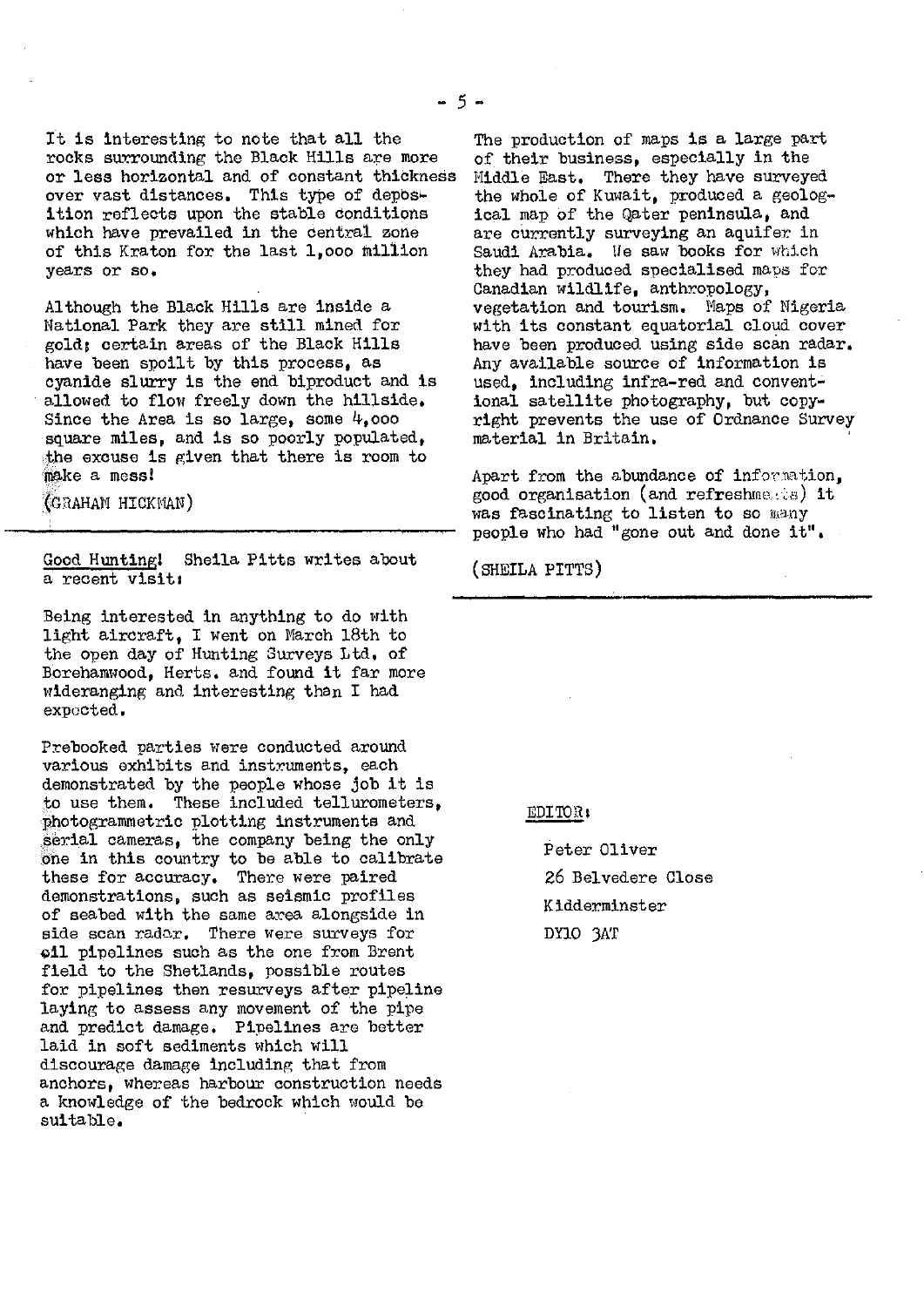It is interesting to note that all the rocks surrounding the Black Hills are more or less horizontal and of constant thickness over vast distances. This type of deposition reflects upon the stable conditions which have prevailed in the central zone of this Kraton for the last 1,ooo million years or so.

Although the Black Hills are inside a National Park they are still mined for gold; certain areas of the Black Hills have been spoilt by this process, as cyanide slurry is the end biproduct and is allowed to flow freely down the hillside. Since the Area is so large, some 4,ooo square miles, and is so poorly populated, the excuse is given that there is room to make a mess!

(GRAHAM HICKMAN)

---

Good Hunting! Sheila Pitts writes about a recent visit:

Being interested in anything to do with light aircraft, I went on March 18th to the open day of Hunting Surveys Ltd. of Borehamwood, Herts. and found it far more wideranging and interesting than I had expected.

Prebooked parties were conducted around various exhibits and instruments, each demonstrated by the people whose job it is to use them. These included tellurometers, photogrammetric plotting instruments and aerial cameras, the company being the only one in this country to be able to calibrate these for accuracy. There were paired demonstrations, such as seismic profiles of seabed with the same area alongside in side scan radar. There were surveys for oil pipelines such as the one from Brent field to the Shetlands, possible routes for pipelines then resurveys after pipeline laying to assess any movement of the pipe and predict damage. Pipelines are better laid in soft sediments which will discourage damage including that from anchors, whereas harbour construction needs a knowledge of the bedrock which would be suitable.

The production of maps is a large part of their business, especially in the Middle East. There they have surveyed the whole of Kuwait, produced a geological map of the Qater peninsula, and are currently surveying an aquifer in Saudi Arabia. We saw books for which they had produced specialised maps for Canadian wildlife, anthropology, vegetation and tourism. Maps of Nigeria with its constant equatorial cloud cover have been produced using side scan radar. Any available source of information is used, including infra-red and conventional satellite photography, but copyright prevents the use of Ordnance Survey material in Britain.

Apart from the abundance of information, good organisation (and refreshments) it was fascinating to listen to so many people who had "gone out and done it".

(SHEILA PITTS)

---

EDITOR:

Peter Oliver
26 Belvedere Close
Kidderminster
DY10 3AT